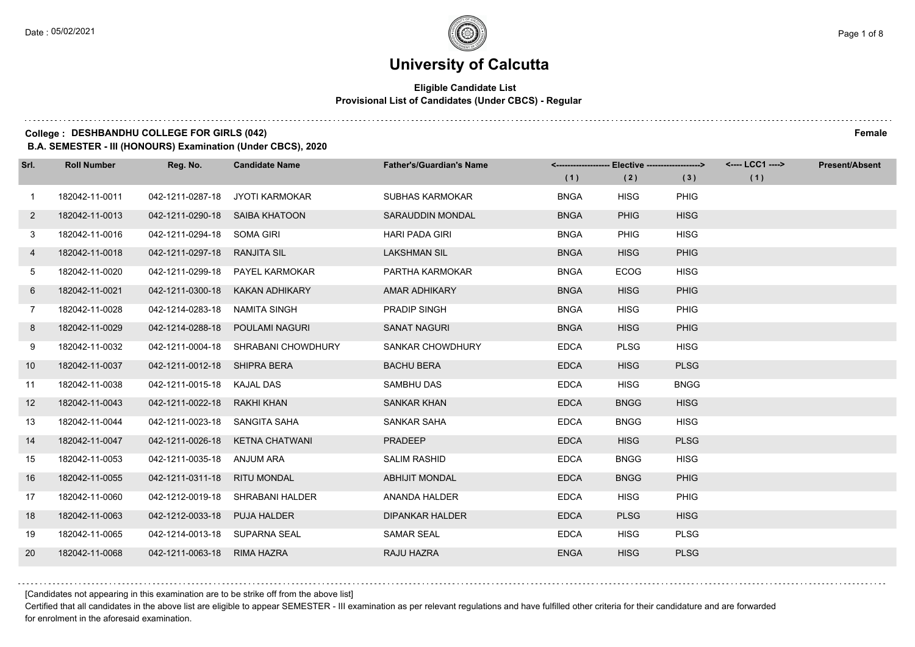# University of Calcutta

### Eligible Candidate List
### Provisional List of Candidates (Under CBCS) - Regular

**College : DESHBANDHU COLLEGE FOR GIRLS (042)** **Female**

**B.A. SEMESTER - III (HONOURS) Examination (Under CBCS), 2020**

| Srl. | Roll Number | Reg. No. | Candidate Name | Father's/Guardian's Name | <------------------ Elective ------------------> | | | <---- LCC1 ----> | Present/Absent |
|---|---|---|---|---|---|---|---|---|---|
| | | | | | (1) | (2) | (3) | (1) | |
| 1 | 182042-11-0011 | 042-1211-0287-18 | JYOTI KARMOKAR | SUBHAS KARMOKAR | BNGA | HISG | PHIG | | |
| 2 | 182042-11-0013 | 042-1211-0290-18 | SAIBA KHATOON | SARAUDDIN MONDAL | BNGA | PHIG | HISG | | |
| 3 | 182042-11-0016 | 042-1211-0294-18 | SOMA GIRI | HARI PADA GIRI | BNGA | PHIG | HISG | | |
| 4 | 182042-11-0018 | 042-1211-0297-18 | RANJITA SIL | LAKSHMAN SIL | BNGA | HISG | PHIG | | |
| 5 | 182042-11-0020 | 042-1211-0299-18 | PAYEL KARMOKAR | PARTHA KARMOKAR | BNGA | ECOG | HISG | | |
| 6 | 182042-11-0021 | 042-1211-0300-18 | KAKAN ADHIKARY | AMAR ADHIKARY | BNGA | HISG | PHIG | | |
| 7 | 182042-11-0028 | 042-1214-0283-18 | NAMITA SINGH | PRADIP SINGH | BNGA | HISG | PHIG | | |
| 8 | 182042-11-0029 | 042-1214-0288-18 | POULAMI NAGURI | SANAT NAGURI | BNGA | HISG | PHIG | | |
| 9 | 182042-11-0032 | 042-1211-0004-18 | SHRABANI CHOWDHURY | SANKAR CHOWDHURY | EDCA | PLSG | HISG | | |
| 10 | 182042-11-0037 | 042-1211-0012-18 | SHIPRA BERA | BACHU BERA | EDCA | HISG | PLSG | | |
| 11 | 182042-11-0038 | 042-1211-0015-18 | KAJAL DAS | SAMBHU DAS | EDCA | HISG | BNGG | | |
| 12 | 182042-11-0043 | 042-1211-0022-18 | RAKHI KHAN | SANKAR KHAN | EDCA | BNGG | HISG | | |
| 13 | 182042-11-0044 | 042-1211-0023-18 | SANGITA SAHA | SANKAR SAHA | EDCA | BNGG | HISG | | |
| 14 | 182042-11-0047 | 042-1211-0026-18 | KETNA CHATWANI | PRADEEP | EDCA | HISG | PLSG | | |
| 15 | 182042-11-0053 | 042-1211-0035-18 | ANJUM ARA | SALIM RASHID | EDCA | BNGG | HISG | | |
| 16 | 182042-11-0055 | 042-1211-0311-18 | RITU MONDAL | ABHIJIT MONDAL | EDCA | BNGG | PHIG | | |
| 17 | 182042-11-0060 | 042-1212-0019-18 | SHRABANI HALDER | ANANDA HALDER | EDCA | HISG | PHIG | | |
| 18 | 182042-11-0063 | 042-1212-0033-18 | PUJA HALDER | DIPANKAR HALDER | EDCA | PLSG | HISG | | |
| 19 | 182042-11-0065 | 042-1214-0013-18 | SUPARNA SEAL | SAMAR SEAL | EDCA | HISG | PLSG | | |
| 20 | 182042-11-0068 | 042-1211-0063-18 | RIMA HAZRA | RAJU HAZRA | ENGA | HISG | PLSG | | |

[Candidates not appearing in this examination are to be strike off from the above list]

Certified that all candidates in the above list are eligible to appear SEMESTER - III examination as per relevant regulations and have fulfilled other criteria for their candidature and are forwarded for enrolment in the aforesaid examination.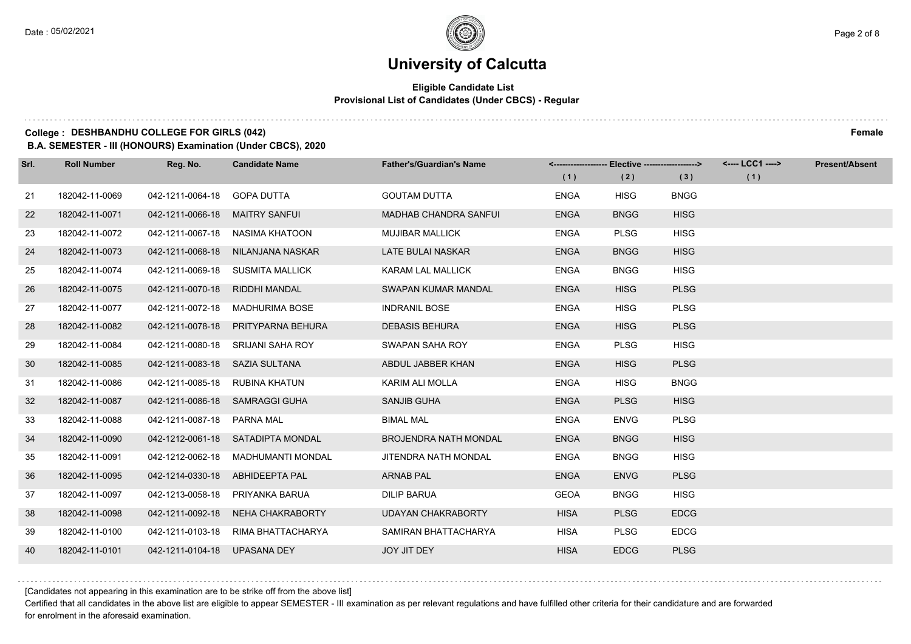# University of Calcutta

**Eligible Candidate List**

**Provisional List of Candidates (Under CBCS) - Regular**

**College : DESHBANDHU COLLEGE FOR GIRLS (042)** **Female**

**B.A. SEMESTER - III (HONOURS) Examination (Under CBCS), 2020**

| Srl. | Roll Number | Reg. No. | Candidate Name | Father's/Guardian's Name | Elective (1) | Elective (2) | Elective (3) | LCC1 (1) | Present/Absent |
|---|---|---|---|---|---|---|---|---|---|
| 21 | 182042-11-0069 | 042-1211-0064-18 | GOPA DUTTA | GOUTAM DUTTA | ENGA | HISG | BNGG | | |
| 22 | 182042-11-0071 | 042-1211-0066-18 | MAITRY SANFUI | MADHAB CHANDRA SANFUI | ENGA | BNGG | HISG | | |
| 23 | 182042-11-0072 | 042-1211-0067-18 | NASIMA KHATOON | MUJIBAR MALLICK | ENGA | PLSG | HISG | | |
| 24 | 182042-11-0073 | 042-1211-0068-18 | NILANJANA NASKAR | LATE BULAI NASKAR | ENGA | BNGG | HISG | | |
| 25 | 182042-11-0074 | 042-1211-0069-18 | SUSMITA MALLICK | KARAM LAL MALLICK | ENGA | BNGG | HISG | | |
| 26 | 182042-11-0075 | 042-1211-0070-18 | RIDDHI MANDAL | SWAPAN KUMAR MANDAL | ENGA | HISG | PLSG | | |
| 27 | 182042-11-0077 | 042-1211-0072-18 | MADHURIMA BOSE | INDRANIL BOSE | ENGA | HISG | PLSG | | |
| 28 | 182042-11-0082 | 042-1211-0078-18 | PRITYPARNA BEHURA | DEBASIS BEHURA | ENGA | HISG | PLSG | | |
| 29 | 182042-11-0084 | 042-1211-0080-18 | SRIJANI SAHA ROY | SWAPAN SAHA ROY | ENGA | PLSG | HISG | | |
| 30 | 182042-11-0085 | 042-1211-0083-18 | SAZIA SULTANA | ABDUL JABBER KHAN | ENGA | HISG | PLSG | | |
| 31 | 182042-11-0086 | 042-1211-0085-18 | RUBINA KHATUN | KARIM ALI MOLLA | ENGA | HISG | BNGG | | |
| 32 | 182042-11-0087 | 042-1211-0086-18 | SAMRAGGI GUHA | SANJIB GUHA | ENGA | PLSG | HISG | | |
| 33 | 182042-11-0088 | 042-1211-0087-18 | PARNA MAL | BIMAL MAL | ENGA | ENVG | PLSG | | |
| 34 | 182042-11-0090 | 042-1212-0061-18 | SATADIPTA MONDAL | BROJENDRA NATH MONDAL | ENGA | BNGG | HISG | | |
| 35 | 182042-11-0091 | 042-1212-0062-18 | MADHUMANTI MONDAL | JITENDRA NATH MONDAL | ENGA | BNGG | HISG | | |
| 36 | 182042-11-0095 | 042-1214-0330-18 | ABHIDEEPTA PAL | ARNAB PAL | ENGA | ENVG | PLSG | | |
| 37 | 182042-11-0097 | 042-1213-0058-18 | PRIYANKA BARUA | DILIP BARUA | GEOA | BNGG | HISG | | |
| 38 | 182042-11-0098 | 042-1211-0092-18 | NEHA CHAKRABORTY | UDAYAN CHAKRABORTY | HISA | PLSG | EDCG | | |
| 39 | 182042-11-0100 | 042-1211-0103-18 | RIMA BHATTACHARYA | SAMIRAN BHATTACHARYA | HISA | PLSG | EDCG | | |
| 40 | 182042-11-0101 | 042-1211-0104-18 | UPASANA DEY | JOY JIT DEY | HISA | EDCG | PLSG | | |

[Candidates not appearing in this examination are to be strike off from the above list]

Certified that all candidates in the above list are eligible to appear SEMESTER - III examination as per relevant regulations and have fulfilled other criteria for their candidature and are forwarded for enrolment in the aforesaid examination.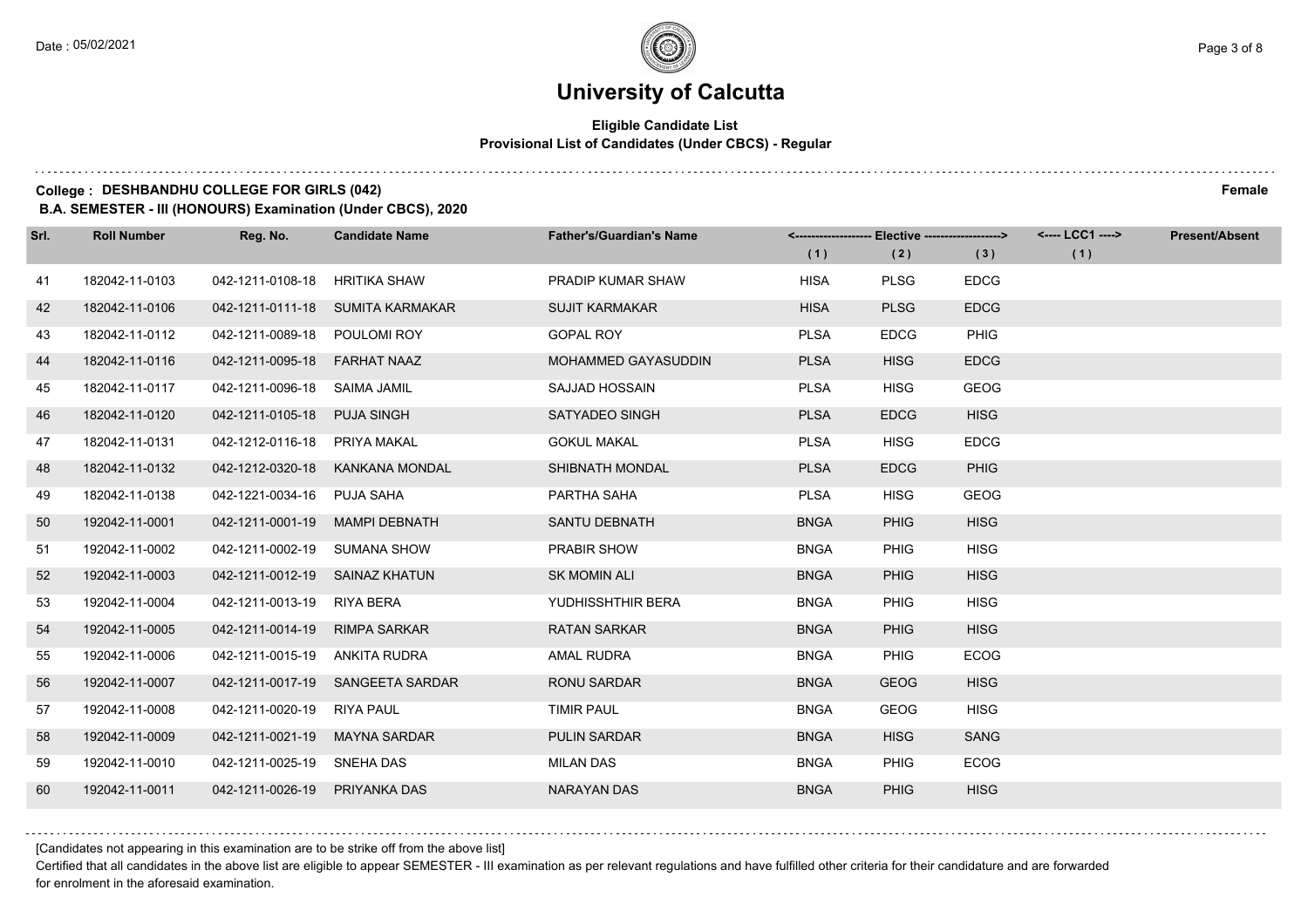# University of Calcutta

**Eligible Candidate List**

**Provisional List of Candidates (Under CBCS) - Regular**

**College : DESHBANDHU COLLEGE FOR GIRLS (042)** **Female**

**B.A. SEMESTER - III (HONOURS) Examination (Under CBCS), 2020**

| Srl. | Roll Number | Reg. No. | Candidate Name | Father's/Guardian's Name | Elective (1) | Elective (2) | Elective (3) | LCC1 (1) | Present/Absent |
|---|---|---|---|---|---|---|---|---|---|
| 41 | 182042-11-0103 | 042-1211-0108-18 | HRITIKA SHAW | PRADIP KUMAR SHAW | HISA | PLSG | EDCG | | |
| 42 | 182042-11-0106 | 042-1211-0111-18 | SUMITA KARMAKAR | SUJIT KARMAKAR | HISA | PLSG | EDCG | | |
| 43 | 182042-11-0112 | 042-1211-0089-18 | POULOMI ROY | GOPAL ROY | PLSA | EDCG | PHIG | | |
| 44 | 182042-11-0116 | 042-1211-0095-18 | FARHAT NAAZ | MOHAMMED GAYASUDDIN | PLSA | HISG | EDCG | | |
| 45 | 182042-11-0117 | 042-1211-0096-18 | SAIMA JAMIL | SAJJAD HOSSAIN | PLSA | HISG | GEOG | | |
| 46 | 182042-11-0120 | 042-1211-0105-18 | PUJA SINGH | SATYADEO SINGH | PLSA | EDCG | HISG | | |
| 47 | 182042-11-0131 | 042-1212-0116-18 | PRIYA MAKAL | GOKUL MAKAL | PLSA | HISG | EDCG | | |
| 48 | 182042-11-0132 | 042-1212-0320-18 | KANKANA MONDAL | SHIBNATH MONDAL | PLSA | EDCG | PHIG | | |
| 49 | 182042-11-0138 | 042-1221-0034-16 | PUJA SAHA | PARTHA SAHA | PLSA | HISG | GEOG | | |
| 50 | 192042-11-0001 | 042-1211-0001-19 | MAMPI DEBNATH | SANTU DEBNATH | BNGA | PHIG | HISG | | |
| 51 | 192042-11-0002 | 042-1211-0002-19 | SUMANA SHOW | PRABIR SHOW | BNGA | PHIG | HISG | | |
| 52 | 192042-11-0003 | 042-1211-0012-19 | SAINAZ KHATUN | SK MOMIN ALI | BNGA | PHIG | HISG | | |
| 53 | 192042-11-0004 | 042-1211-0013-19 | RIYA BERA | YUDHISSHTHIR BERA | BNGA | PHIG | HISG | | |
| 54 | 192042-11-0005 | 042-1211-0014-19 | RIMPA SARKAR | RATAN SARKAR | BNGA | PHIG | HISG | | |
| 55 | 192042-11-0006 | 042-1211-0015-19 | ANKITA RUDRA | AMAL RUDRA | BNGA | PHIG | ECOG | | |
| 56 | 192042-11-0007 | 042-1211-0017-19 | SANGEETA SARDAR | RONU SARDAR | BNGA | GEOG | HISG | | |
| 57 | 192042-11-0008 | 042-1211-0020-19 | RIYA PAUL | TIMIR PAUL | BNGA | GEOG | HISG | | |
| 58 | 192042-11-0009 | 042-1211-0021-19 | MAYNA SARDAR | PULIN SARDAR | BNGA | HISG | SANG | | |
| 59 | 192042-11-0010 | 042-1211-0025-19 | SNEHA DAS | MILAN DAS | BNGA | PHIG | ECOG | | |
| 60 | 192042-11-0011 | 042-1211-0026-19 | PRIYANKA DAS | NARAYAN DAS | BNGA | PHIG | HISG | | |

[Candidates not appearing in this examination are to be strike off from the above list]

Certified that all candidates in the above list are eligible to appear SEMESTER - III examination as per relevant regulations and have fulfilled other criteria for their candidature and are forwarded for enrolment in the aforesaid examination.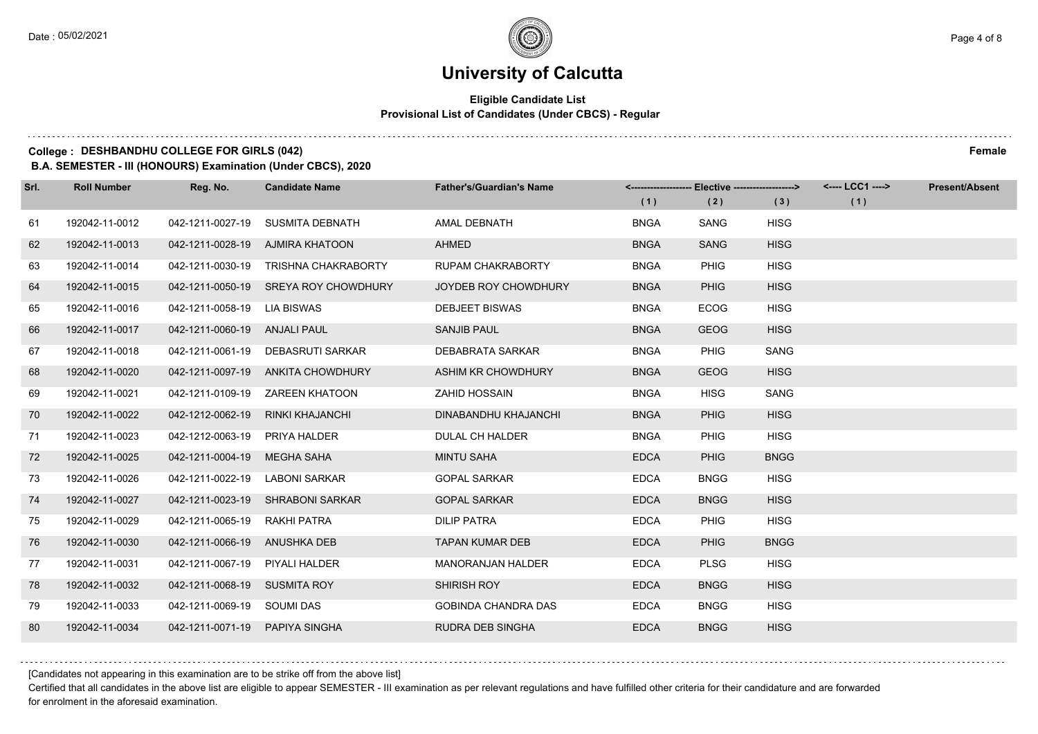# University of Calcutta

**Eligible Candidate List**
**Provisional List of Candidates (Under CBCS) - Regular**

**College : DESHBANDHU COLLEGE FOR GIRLS (042)** **Female**
**B.A. SEMESTER - III (HONOURS) Examination (Under CBCS), 2020**

| Srl. | Roll Number | Reg. No. | Candidate Name | Father's/Guardian's Name | Elective (1) | Elective (2) | Elective (3) | LCC1 (1) | Present/Absent |
|---|---|---|---|---|---|---|---|---|---|
| 61 | 192042-11-0012 | 042-1211-0027-19 | SUSMITA DEBNATH | AMAL DEBNATH | BNGA | SANG | HISG | | |
| 62 | 192042-11-0013 | 042-1211-0028-19 | AJMIRA KHATOON | AHMED | BNGA | SANG | HISG | | |
| 63 | 192042-11-0014 | 042-1211-0030-19 | TRISHNA CHAKRABORTY | RUPAM CHAKRABORTY | BNGA | PHIG | HISG | | |
| 64 | 192042-11-0015 | 042-1211-0050-19 | SREYA ROY CHOWDHURY | JOYDEB ROY CHOWDHURY | BNGA | PHIG | HISG | | |
| 65 | 192042-11-0016 | 042-1211-0058-19 | LIA BISWAS | DEBJEET BISWAS | BNGA | ECOG | HISG | | |
| 66 | 192042-11-0017 | 042-1211-0060-19 | ANJALI PAUL | SANJIB PAUL | BNGA | GEOG | HISG | | |
| 67 | 192042-11-0018 | 042-1211-0061-19 | DEBASRUTI SARKAR | DEBABRATA SARKAR | BNGA | PHIG | SANG | | |
| 68 | 192042-11-0020 | 042-1211-0097-19 | ANKITA CHOWDHURY | ASHIM KR CHOWDHURY | BNGA | GEOG | HISG | | |
| 69 | 192042-11-0021 | 042-1211-0109-19 | ZAREEN KHATOON | ZAHID HOSSAIN | BNGA | HISG | SANG | | |
| 70 | 192042-11-0022 | 042-1212-0062-19 | RINKI KHAJANCHI | DINABANDHU KHAJANCHI | BNGA | PHIG | HISG | | |
| 71 | 192042-11-0023 | 042-1212-0063-19 | PRIYA HALDER | DULAL CH HALDER | BNGA | PHIG | HISG | | |
| 72 | 192042-11-0025 | 042-1211-0004-19 | MEGHA SAHA | MINTU SAHA | EDCA | PHIG | BNGG | | |
| 73 | 192042-11-0026 | 042-1211-0022-19 | LABONI SARKAR | GOPAL SARKAR | EDCA | BNGG | HISG | | |
| 74 | 192042-11-0027 | 042-1211-0023-19 | SHRABONI SARKAR | GOPAL SARKAR | EDCA | BNGG | HISG | | |
| 75 | 192042-11-0029 | 042-1211-0065-19 | RAKHI PATRA | DILIP PATRA | EDCA | PHIG | HISG | | |
| 76 | 192042-11-0030 | 042-1211-0066-19 | ANUSHKA DEB | TAPAN KUMAR DEB | EDCA | PHIG | BNGG | | |
| 77 | 192042-11-0031 | 042-1211-0067-19 | PIYALI HALDER | MANORANJAN HALDER | EDCA | PLSG | HISG | | |
| 78 | 192042-11-0032 | 042-1211-0068-19 | SUSMITA ROY | SHIRISH ROY | EDCA | BNGG | HISG | | |
| 79 | 192042-11-0033 | 042-1211-0069-19 | SOUMI DAS | GOBINDA CHANDRA DAS | EDCA | BNGG | HISG | | |
| 80 | 192042-11-0034 | 042-1211-0071-19 | PAPIYA SINGHA | RUDRA DEB SINGHA | EDCA | BNGG | HISG | | |

[Candidates not appearing in this examination are to be strike off from the above list]

Certified that all candidates in the above list are eligible to appear SEMESTER - III examination as per relevant regulations and have fulfilled other criteria for their candidature and are forwarded for enrolment in the aforesaid examination.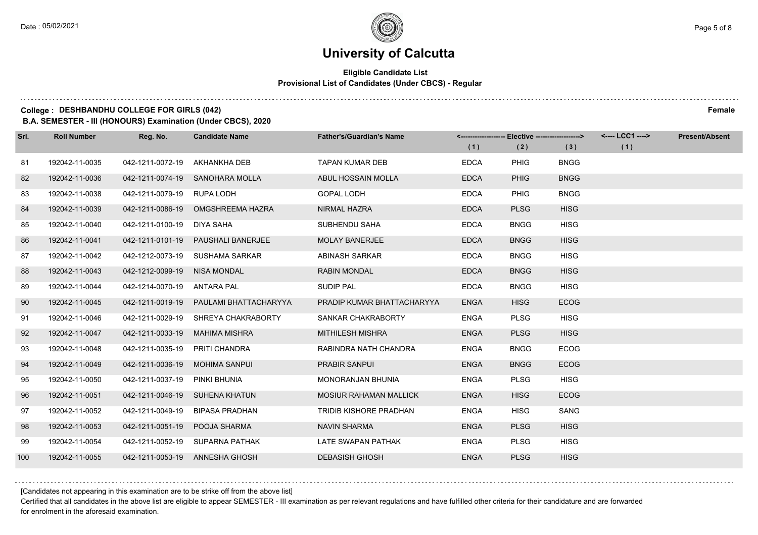# University of Calcutta

**Eligible Candidate List**
**Provisional List of Candidates (Under CBCS) - Regular**

**College : DESHBANDHU COLLEGE FOR GIRLS (042)** — **Female**

**B.A. SEMESTER - III (HONOURS) Examination (Under CBCS), 2020**

| Srl. | Roll Number | Reg. No. | Candidate Name | Father's/Guardian's Name | Elective (1) | Elective (2) | Elective (3) | LCC1 (1) | Present/Absent |
|---|---|---|---|---|---|---|---|---|---|
| 81 | 192042-11-0035 | 042-1211-0072-19 | AKHANKHA DEB | TAPAN KUMAR DEB | EDCA | PHIG | BNGG | | |
| 82 | 192042-11-0036 | 042-1211-0074-19 | SANOHARA MOLLA | ABUL HOSSAIN MOLLA | EDCA | PHIG | BNGG | | |
| 83 | 192042-11-0038 | 042-1211-0079-19 | RUPA LODH | GOPAL LODH | EDCA | PHIG | BNGG | | |
| 84 | 192042-11-0039 | 042-1211-0086-19 | OMGSHREEMA HAZRA | NIRMAL HAZRA | EDCA | PLSG | HISG | | |
| 85 | 192042-11-0040 | 042-1211-0100-19 | DIYA SAHA | SUBHENDU SAHA | EDCA | BNGG | HISG | | |
| 86 | 192042-11-0041 | 042-1211-0101-19 | PAUSHALI BANERJEE | MOLAY BANERJEE | EDCA | BNGG | HISG | | |
| 87 | 192042-11-0042 | 042-1212-0073-19 | SUSHAMA SARKAR | ABINASH SARKAR | EDCA | BNGG | HISG | | |
| 88 | 192042-11-0043 | 042-1212-0099-19 | NISA MONDAL | RABIN MONDAL | EDCA | BNGG | HISG | | |
| 89 | 192042-11-0044 | 042-1214-0070-19 | ANTARA PAL | SUDIP PAL | EDCA | BNGG | HISG | | |
| 90 | 192042-11-0045 | 042-1211-0019-19 | PAULAMI BHATTACHARYYA | PRADIP KUMAR BHATTACHARYYA | ENGA | HISG | ECOG | | |
| 91 | 192042-11-0046 | 042-1211-0029-19 | SHREYA CHAKRABORTY | SANKAR CHAKRABORTY | ENGA | PLSG | HISG | | |
| 92 | 192042-11-0047 | 042-1211-0033-19 | MAHIMA MISHRA | MITHILESH MISHRA | ENGA | PLSG | HISG | | |
| 93 | 192042-11-0048 | 042-1211-0035-19 | PRITI CHANDRA | RABINDRA NATH CHANDRA | ENGA | BNGG | ECOG | | |
| 94 | 192042-11-0049 | 042-1211-0036-19 | MOHIMA SANPUI | PRABIR SANPUI | ENGA | BNGG | ECOG | | |
| 95 | 192042-11-0050 | 042-1211-0037-19 | PINKI BHUNIA | MONORANJAN BHUNIA | ENGA | PLSG | HISG | | |
| 96 | 192042-11-0051 | 042-1211-0046-19 | SUHENA KHATUN | MOSIUR RAHAMAN MALLICK | ENGA | HISG | ECOG | | |
| 97 | 192042-11-0052 | 042-1211-0049-19 | BIPASA PRADHAN | TRIDIB KISHORE PRADHAN | ENGA | HISG | SANG | | |
| 98 | 192042-11-0053 | 042-1211-0051-19 | POOJA SHARMA | NAVIN SHARMA | ENGA | PLSG | HISG | | |
| 99 | 192042-11-0054 | 042-1211-0052-19 | SUPARNA PATHAK | LATE SWAPAN PATHAK | ENGA | PLSG | HISG | | |
| 100 | 192042-11-0055 | 042-1211-0053-19 | ANNESHA GHOSH | DEBASISH GHOSH | ENGA | PLSG | HISG | | |

[Candidates not appearing in this examination are to be strike off from the above list]

Certified that all candidates in the above list are eligible to appear SEMESTER - III examination as per relevant regulations and have fulfilled other criteria for their candidature and are forwarded for enrolment in the aforesaid examination.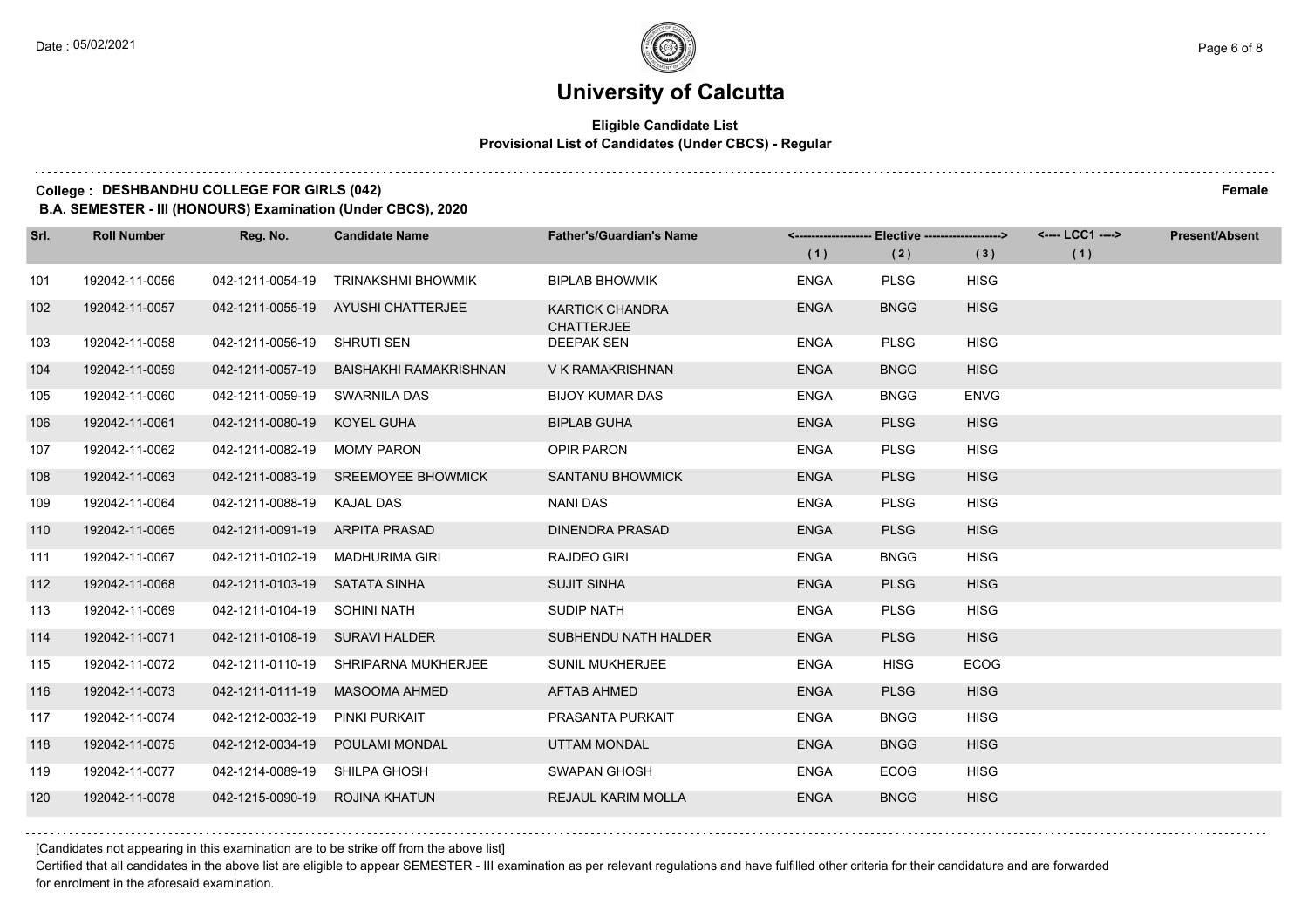# University of Calcutta

**Eligible Candidate List**
**Provisional List of Candidates (Under CBCS) - Regular**

**College : DESHBANDHU COLLEGE FOR GIRLS (042)** **Female**

**B.A. SEMESTER - III (HONOURS) Examination (Under CBCS), 2020**

| Srl. | Roll Number | Reg. No. | Candidate Name | Father's/Guardian's Name | Elective (1) | Elective (2) | Elective (3) | LCC1 (1) | Present/Absent |
|---|---|---|---|---|---|---|---|---|---|
| 101 | 192042-11-0056 | 042-1211-0054-19 | TRINAKSHMI BHOWMIK | BIPLAB BHOWMIK | ENGA | PLSG | HISG | | |
| 102 | 192042-11-0057 | 042-1211-0055-19 | AYUSHI CHATTERJEE | KARTICK CHANDRA CHATTERJEE | ENGA | BNGG | HISG | | |
| 103 | 192042-11-0058 | 042-1211-0056-19 | SHRUTI SEN | DEEPAK SEN | ENGA | PLSG | HISG | | |
| 104 | 192042-11-0059 | 042-1211-0057-19 | BAISHAKHI RAMAKRISHNAN | V K RAMAKRISHNAN | ENGA | BNGG | HISG | | |
| 105 | 192042-11-0060 | 042-1211-0059-19 | SWARNILA DAS | BIJOY KUMAR DAS | ENGA | BNGG | ENVG | | |
| 106 | 192042-11-0061 | 042-1211-0080-19 | KOYEL GUHA | BIPLAB GUHA | ENGA | PLSG | HISG | | |
| 107 | 192042-11-0062 | 042-1211-0082-19 | MOMY PARON | OPIR PARON | ENGA | PLSG | HISG | | |
| 108 | 192042-11-0063 | 042-1211-0083-19 | SREEMOYEE BHOWMICK | SANTANU BHOWMICK | ENGA | PLSG | HISG | | |
| 109 | 192042-11-0064 | 042-1211-0088-19 | KAJAL DAS | NANI DAS | ENGA | PLSG | HISG | | |
| 110 | 192042-11-0065 | 042-1211-0091-19 | ARPITA PRASAD | DINENDRA PRASAD | ENGA | PLSG | HISG | | |
| 111 | 192042-11-0067 | 042-1211-0102-19 | MADHURIMA GIRI | RAJDEO GIRI | ENGA | BNGG | HISG | | |
| 112 | 192042-11-0068 | 042-1211-0103-19 | SATATA SINHA | SUJIT SINHA | ENGA | PLSG | HISG | | |
| 113 | 192042-11-0069 | 042-1211-0104-19 | SOHINI NATH | SUDIP NATH | ENGA | PLSG | HISG | | |
| 114 | 192042-11-0071 | 042-1211-0108-19 | SURAVI HALDER | SUBHENDU NATH HALDER | ENGA | PLSG | HISG | | |
| 115 | 192042-11-0072 | 042-1211-0110-19 | SHRIPARNA MUKHERJEE | SUNIL MUKHERJEE | ENGA | HISG | ECOG | | |
| 116 | 192042-11-0073 | 042-1211-0111-19 | MASOOMA AHMED | AFTAB AHMED | ENGA | PLSG | HISG | | |
| 117 | 192042-11-0074 | 042-1212-0032-19 | PINKI PURKAIT | PRASANTA PURKAIT | ENGA | BNGG | HISG | | |
| 118 | 192042-11-0075 | 042-1212-0034-19 | POULAMI MONDAL | UTTAM MONDAL | ENGA | BNGG | HISG | | |
| 119 | 192042-11-0077 | 042-1214-0089-19 | SHILPA GHOSH | SWAPAN GHOSH | ENGA | ECOG | HISG | | |
| 120 | 192042-11-0078 | 042-1215-0090-19 | ROJINA KHATUN | REJAUL KARIM MOLLA | ENGA | BNGG | HISG | | |

[Candidates not appearing in this examination are to be strike off from the above list]

Certified that all candidates in the above list are eligible to appear SEMESTER - III examination as per relevant regulations and have fulfilled other criteria for their candidature and are forwarded for enrolment in the aforesaid examination.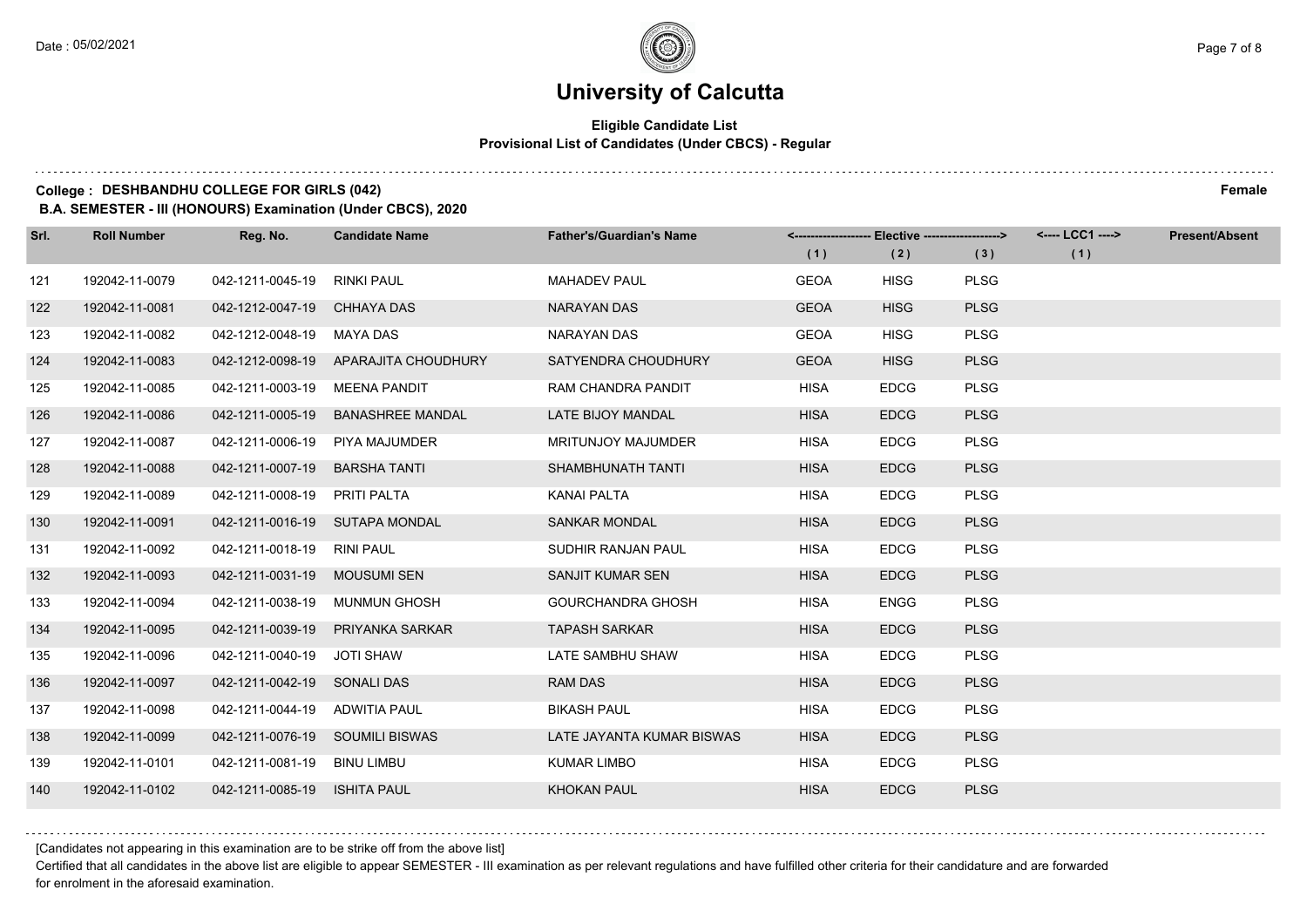# University of Calcutta

**Eligible Candidate List**
**Provisional List of Candidates (Under CBCS) - Regular**

**College : DESHBANDHU COLLEGE FOR GIRLS (042)** **Female**
**B.A. SEMESTER - III (HONOURS) Examination (Under CBCS), 2020**

| Srl. | Roll Number | Reg. No. | Candidate Name | Father's/Guardian's Name | <------------------ Elective ------------------> | | | <---- LCC1 ----> | Present/Absent |
|---|---|---|---|---|---|---|---|---|---|
| | | | | | (1) | (2) | (3) | (1) | |
| 121 | 192042-11-0079 | 042-1211-0045-19 | RINKI PAUL | MAHADEV PAUL | GEOA | HISG | PLSG | | |
| 122 | 192042-11-0081 | 042-1212-0047-19 | CHHAYA DAS | NARAYAN DAS | GEOA | HISG | PLSG | | |
| 123 | 192042-11-0082 | 042-1212-0048-19 | MAYA DAS | NARAYAN DAS | GEOA | HISG | PLSG | | |
| 124 | 192042-11-0083 | 042-1212-0098-19 | APARAJITA CHOUDHURY | SATYENDRA CHOUDHURY | GEOA | HISG | PLSG | | |
| 125 | 192042-11-0085 | 042-1211-0003-19 | MEENA PANDIT | RAM CHANDRA PANDIT | HISA | EDCG | PLSG | | |
| 126 | 192042-11-0086 | 042-1211-0005-19 | BANASHREE MANDAL | LATE BIJOY MANDAL | HISA | EDCG | PLSG | | |
| 127 | 192042-11-0087 | 042-1211-0006-19 | PIYA MAJUMDER | MRITUNJOY MAJUMDER | HISA | EDCG | PLSG | | |
| 128 | 192042-11-0088 | 042-1211-0007-19 | BARSHA TANTI | SHAMBHUNATH TANTI | HISA | EDCG | PLSG | | |
| 129 | 192042-11-0089 | 042-1211-0008-19 | PRITI PALTA | KANAI PALTA | HISA | EDCG | PLSG | | |
| 130 | 192042-11-0091 | 042-1211-0016-19 | SUTAPA MONDAL | SANKAR MONDAL | HISA | EDCG | PLSG | | |
| 131 | 192042-11-0092 | 042-1211-0018-19 | RINI PAUL | SUDHIR RANJAN PAUL | HISA | EDCG | PLSG | | |
| 132 | 192042-11-0093 | 042-1211-0031-19 | MOUSUMI SEN | SANJIT KUMAR SEN | HISA | EDCG | PLSG | | |
| 133 | 192042-11-0094 | 042-1211-0038-19 | MUNMUN GHOSH | GOURCHANDRA GHOSH | HISA | ENGG | PLSG | | |
| 134 | 192042-11-0095 | 042-1211-0039-19 | PRIYANKA SARKAR | TAPASH SARKAR | HISA | EDCG | PLSG | | |
| 135 | 192042-11-0096 | 042-1211-0040-19 | JOTI SHAW | LATE SAMBHU SHAW | HISA | EDCG | PLSG | | |
| 136 | 192042-11-0097 | 042-1211-0042-19 | SONALI DAS | RAM DAS | HISA | EDCG | PLSG | | |
| 137 | 192042-11-0098 | 042-1211-0044-19 | ADWITIA PAUL | BIKASH PAUL | HISA | EDCG | PLSG | | |
| 138 | 192042-11-0099 | 042-1211-0076-19 | SOUMILI BISWAS | LATE JAYANTA KUMAR BISWAS | HISA | EDCG | PLSG | | |
| 139 | 192042-11-0101 | 042-1211-0081-19 | BINU LIMBU | KUMAR LIMBO | HISA | EDCG | PLSG | | |
| 140 | 192042-11-0102 | 042-1211-0085-19 | ISHITA PAUL | KHOKAN PAUL | HISA | EDCG | PLSG | | |

[Candidates not appearing in this examination are to be strike off from the above list]

Certified that all candidates in the above list are eligible to appear SEMESTER - III examination as per relevant regulations and have fulfilled other criteria for their candidature and are forwarded for enrolment in the aforesaid examination.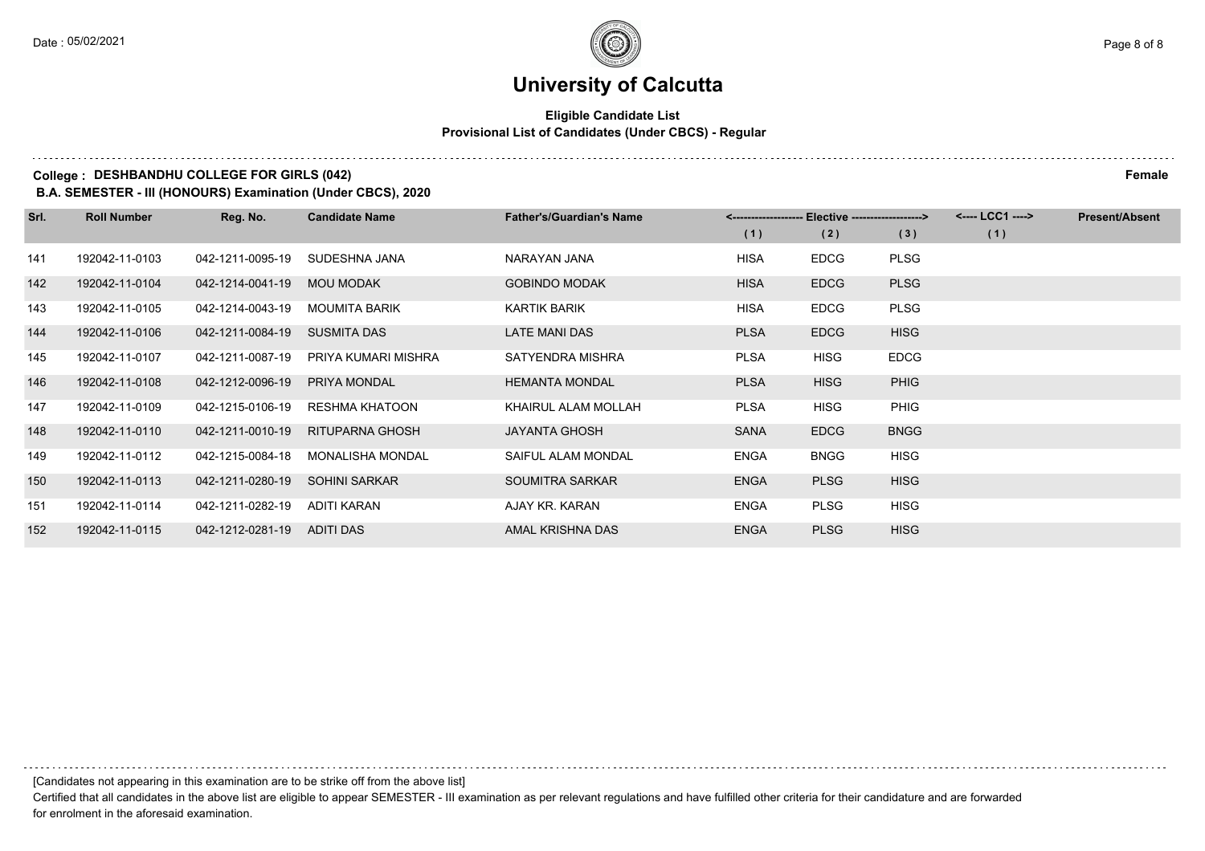# University of Calcutta

**Eligible Candidate List**
**Provisional List of Candidates (Under CBCS) - Regular**

**College : DESHBANDHU COLLEGE FOR GIRLS (042)** **Female**
**B.A. SEMESTER - III (HONOURS) Examination (Under CBCS), 2020**

| Srl. | Roll Number | Reg. No. | Candidate Name | Father's/Guardian's Name | Elective (1) | Elective (2) | Elective (3) | LCC1 (1) | Present/Absent |
|---|---|---|---|---|---|---|---|---|---|
| 141 | 192042-11-0103 | 042-1211-0095-19 | SUDESHNA JANA | NARAYAN JANA | HISA | EDCG | PLSG | | |
| 142 | 192042-11-0104 | 042-1214-0041-19 | MOU MODAK | GOBINDO MODAK | HISA | EDCG | PLSG | | |
| 143 | 192042-11-0105 | 042-1214-0043-19 | MOUMITA BARIK | KARTIK BARIK | HISA | EDCG | PLSG | | |
| 144 | 192042-11-0106 | 042-1211-0084-19 | SUSMITA DAS | LATE MANI DAS | PLSA | EDCG | HISG | | |
| 145 | 192042-11-0107 | 042-1211-0087-19 | PRIYA KUMARI MISHRA | SATYENDRA MISHRA | PLSA | HISG | EDCG | | |
| 146 | 192042-11-0108 | 042-1212-0096-19 | PRIYA MONDAL | HEMANTA MONDAL | PLSA | HISG | PHIG | | |
| 147 | 192042-11-0109 | 042-1215-0106-19 | RESHMA KHATOON | KHAIRUL ALAM MOLLAH | PLSA | HISG | PHIG | | |
| 148 | 192042-11-0110 | 042-1211-0010-19 | RITUPARNA GHOSH | JAYANTA GHOSH | SANA | EDCG | BNGG | | |
| 149 | 192042-11-0112 | 042-1215-0084-18 | MONALISHA MONDAL | SAIFUL ALAM MONDAL | ENGA | BNGG | HISG | | |
| 150 | 192042-11-0113 | 042-1211-0280-19 | SOHINI SARKAR | SOUMITRA SARKAR | ENGA | PLSG | HISG | | |
| 151 | 192042-11-0114 | 042-1211-0282-19 | ADITI KARAN | AJAY KR. KARAN | ENGA | PLSG | HISG | | |
| 152 | 192042-11-0115 | 042-1212-0281-19 | ADITI DAS | AMAL KRISHNA DAS | ENGA | PLSG | HISG | | |

[Candidates not appearing in this examination are to be strike off from the above list]

Certified that all candidates in the above list are eligible to appear SEMESTER - III examination as per relevant regulations and have fulfilled other criteria for their candidature and are forwarded for enrolment in the aforesaid examination.